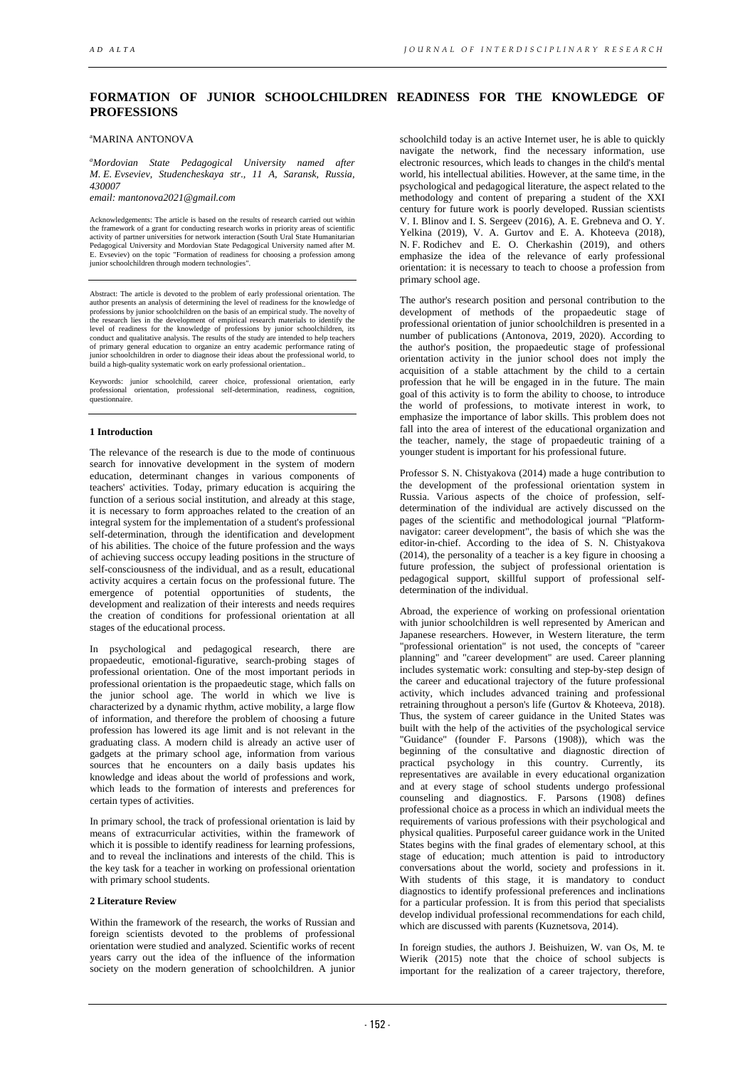# FORMATION OF JUNIOR SCHOOLCHILDREN READINESS FOR THE KNOWLEDGE OF PROFESSIONS

[a]MARINA ANTONOVA

*[a]Mordovian State Pedagogical University named after M. E. Evseviev, Studencheskaya str., 11 A, Saransk, Russia, 430007*
*email: mantonova2021@gmail.com*

Acknowledgements: The article is based on the results of research carried out within the framework of a grant for conducting research works in priority areas of scientific activity of partner universities for network interaction (South Ural State Humanitarian Pedagogical University and Mordovian State Pedagogical University named after M. E. Evseviev) on the topic "Formation of readiness for choosing a profession among junior schoolchildren through modern technologies".

Abstract: The article is devoted to the problem of early professional orientation. The author presents an analysis of determining the level of readiness for the knowledge of professions by junior schoolchildren on the basis of an empirical study. The novelty of the research lies in the development of empirical research materials to identify the level of readiness for the knowledge of professions by junior schoolchildren, its conduct and qualitative analysis. The results of the study are intended to help teachers of primary general education to organize an entry academic performance rating of junior schoolchildren in order to diagnose their ideas about the professional world, to build a high-quality systematic work on early professional orientation..

Keywords: junior schoolchild, career choice, professional orientation, early professional orientation, professional self-determination, readiness, cognition, questionnaire.

## 1 Introduction

The relevance of the research is due to the mode of continuous search for innovative development in the system of modern education, determinant changes in various components of teachers' activities. Today, primary education is acquiring the function of a serious social institution, and already at this stage, it is necessary to form approaches related to the creation of an integral system for the implementation of a student's professional self-determination, through the identification and development of his abilities. The choice of the future profession and the ways of achieving success occupy leading positions in the structure of self-consciousness of the individual, and as a result, educational activity acquires a certain focus on the professional future. The emergence of potential opportunities of students, the development and realization of their interests and needs requires the creation of conditions for professional orientation at all stages of the educational process.

In psychological and pedagogical research, there are propaedeutic, emotional-figurative, search-probing stages of professional orientation. One of the most important periods in professional orientation is the propaedeutic stage, which falls on the junior school age. The world in which we live is characterized by a dynamic rhythm, active mobility, a large flow of information, and therefore the problem of choosing a future profession has lowered its age limit and is not relevant in the graduating class. A modern child is already an active user of gadgets at the primary school age, information from various sources that he encounters on a daily basis updates his knowledge and ideas about the world of professions and work, which leads to the formation of interests and preferences for certain types of activities.

In primary school, the track of professional orientation is laid by means of extracurricular activities, within the framework of which it is possible to identify readiness for learning professions, and to reveal the inclinations and interests of the child. This is the key task for a teacher in working on professional orientation with primary school students.

## 2 Literature Review

Within the framework of the research, the works of Russian and foreign scientists devoted to the problems of professional orientation were studied and analyzed. Scientific works of recent years carry out the idea of the influence of the information society on the modern generation of schoolchildren. A junior schoolchild today is an active Internet user, he is able to quickly navigate the network, find the necessary information, use electronic resources, which leads to changes in the child's mental world, his intellectual abilities. However, at the same time, in the psychological and pedagogical literature, the aspect related to the methodology and content of preparing a student of the XXI century for future work is poorly developed. Russian scientists V. I. Blinov and I. S. Sergeev (2016), A. E. Grebneva and O. Y. Yelkina (2019), V. A. Gurtov and E. A. Khoteeva (2018), N. F. Rodichev and E. O. Cherkashin (2019), and others emphasize the idea of the relevance of early professional orientation: it is necessary to teach to choose a profession from primary school age.

The author's research position and personal contribution to the development of methods of the propaedeutic stage of professional orientation of junior schoolchildren is presented in a number of publications (Antonova, 2019, 2020). According to the author's position, the propaedeutic stage of professional orientation activity in the junior school does not imply the acquisition of a stable attachment by the child to a certain profession that he will be engaged in the future. The main goal of this activity is to form the ability to choose, to introduce the world of professions, to motivate interest in work, to emphasize the importance of labor skills. This problem does not fall into the area of interest of the educational organization and the teacher, namely, the stage of propaedeutic training of a younger student is important for his professional future.

Professor S. N. Chistyakova (2014) made a huge contribution to the development of the professional orientation system in Russia. Various aspects of the choice of profession, self-determination of the individual are actively discussed on the pages of the scientific and methodological journal "Platform-navigator: career development", the basis of which she was the editor-in-chief. According to the idea of S. N. Chistyakova (2014), the personality of a teacher is a key figure in choosing a future profession, the subject of professional orientation is pedagogical support, skillful support of professional self-determination of the individual.

Abroad, the experience of working on professional orientation with junior schoolchildren is well represented by American and Japanese researchers. However, in Western literature, the term "professional orientation" is not used, the concepts of "career planning" and "career development" are used. Career planning includes systematic work: consulting and step-by-step design of the career and educational trajectory of the future professional activity, which includes advanced training and professional retraining throughout a person's life (Gurtov & Khoteeva, 2018). Thus, the system of career guidance in the United States was built with the help of the activities of the psychological service "Guidance" (founder F. Parsons (1908)), which was the beginning of the consultative and diagnostic direction of practical psychology in this country. Currently, its representatives are available in every educational organization and at every stage of school students undergo professional counseling and diagnostics. F. Parsons (1908) defines professional choice as a process in which an individual meets the requirements of various professions with their psychological and physical qualities. Purposeful career guidance work in the United States begins with the final grades of elementary school, at this stage of education; much attention is paid to introductory conversations about the world, society and professions in it. With students of this stage, it is mandatory to conduct diagnostics to identify professional preferences and inclinations for a particular profession. It is from this period that specialists develop individual professional recommendations for each child, which are discussed with parents (Kuznetsova, 2014).

In foreign studies, the authors J. Beishuizen, W. van Os, M. te Wierik (2015) note that the choice of school subjects is important for the realization of a career trajectory, therefore,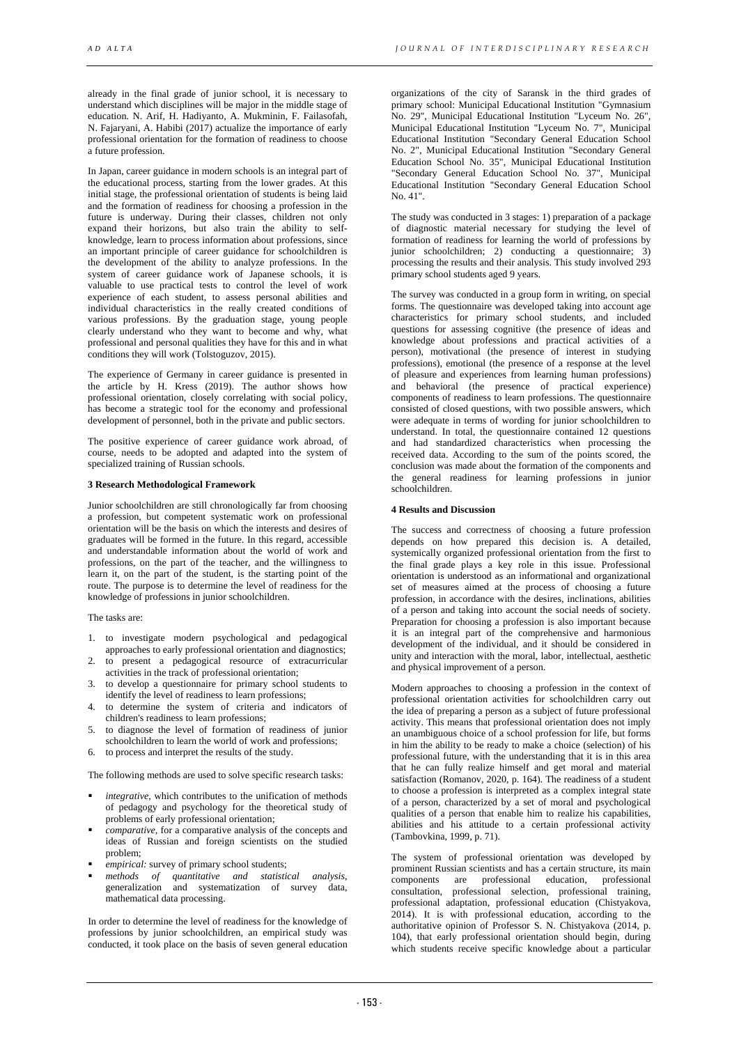already in the final grade of junior school, it is necessary to understand which disciplines will be major in the middle stage of education. N. Arif, H. Hadiyanto, A. Mukminin, F. Failasofah, N. Fajaryani, A. Habibi (2017) actualize the importance of early professional orientation for the formation of readiness to choose a future profession.

In Japan, career guidance in modern schools is an integral part of the educational process, starting from the lower grades. At this initial stage, the professional orientation of students is being laid and the formation of readiness for choosing a profession in the future is underway. During their classes, children not only expand their horizons, but also train the ability to self-knowledge, learn to process information about professions, since an important principle of career guidance for schoolchildren is the development of the ability to analyze professions. In the system of career guidance work of Japanese schools, it is valuable to use practical tests to control the level of work experience of each student, to assess personal abilities and individual characteristics in the really created conditions of various professions. By the graduation stage, young people clearly understand who they want to become and why, what professional and personal qualities they have for this and in what conditions they will work (Tolstoguzov, 2015).

The experience of Germany in career guidance is presented in the article by H. Kress (2019). The author shows how professional orientation, closely correlating with social policy, has become a strategic tool for the economy and professional development of personnel, both in the private and public sectors.

The positive experience of career guidance work abroad, of course, needs to be adopted and adapted into the system of specialized training of Russian schools.

### 3 Research Methodological Framework

Junior schoolchildren are still chronologically far from choosing a profession, but competent systematic work on professional orientation will be the basis on which the interests and desires of graduates will be formed in the future. In this regard, accessible and understandable information about the world of work and professions, on the part of the teacher, and the willingness to learn it, on the part of the student, is the starting point of the route. The purpose is to determine the level of readiness for the knowledge of professions in junior schoolchildren.

The tasks are:

1. to investigate modern psychological and pedagogical approaches to early professional orientation and diagnostics;
2. to present a pedagogical resource of extracurricular activities in the track of professional orientation;
3. to develop a questionnaire for primary school students to identify the level of readiness to learn professions;
4. to determine the system of criteria and indicators of children's readiness to learn professions;
5. to diagnose the level of formation of readiness of junior schoolchildren to learn the world of work and professions;
6. to process and interpret the results of the study.

The following methods are used to solve specific research tasks:

- *integrative*, which contributes to the unification of methods of pedagogy and psychology for the theoretical study of problems of early professional orientation;
- *comparative*, for a comparative analysis of the concepts and ideas of Russian and foreign scientists on the studied problem;
- *empirical:* survey of primary school students;
- *methods of quantitative and statistical analysis*, generalization and systematization of survey data, mathematical data processing.

In order to determine the level of readiness for the knowledge of professions by junior schoolchildren, an empirical study was conducted, it took place on the basis of seven general education organizations of the city of Saransk in the third grades of primary school: Municipal Educational Institution "Gymnasium No. 29", Municipal Educational Institution "Lyceum No. 26", Municipal Educational Institution "Lyceum No. 7", Municipal Educational Institution "Secondary General Education School No. 2", Municipal Educational Institution "Secondary General Education School No. 35", Municipal Educational Institution "Secondary General Education School No. 37", Municipal Educational Institution "Secondary General Education School No. 41".

The study was conducted in 3 stages: 1) preparation of a package of diagnostic material necessary for studying the level of formation of readiness for learning the world of professions by junior schoolchildren; 2) conducting a questionnaire; 3) processing the results and their analysis. This study involved 293 primary school students aged 9 years.

The survey was conducted in a group form in writing, on special forms. The questionnaire was developed taking into account age characteristics for primary school students, and included questions for assessing cognitive (the presence of ideas and knowledge about professions and practical activities of a person), motivational (the presence of interest in studying professions), emotional (the presence of a response at the level of pleasure and experiences from learning human professions) and behavioral (the presence of practical experience) components of readiness to learn professions. The questionnaire consisted of closed questions, with two possible answers, which were adequate in terms of wording for junior schoolchildren to understand. In total, the questionnaire contained 12 questions and had standardized characteristics when processing the received data. According to the sum of the points scored, the conclusion was made about the formation of the components and the general readiness for learning professions in junior schoolchildren.

### 4 Results and Discussion

The success and correctness of choosing a future profession depends on how prepared this decision is. A detailed, systemically organized professional orientation from the first to the final grade plays a key role in this issue. Professional orientation is understood as an informational and organizational set of measures aimed at the process of choosing a future profession, in accordance with the desires, inclinations, abilities of a person and taking into account the social needs of society. Preparation for choosing a profession is also important because it is an integral part of the comprehensive and harmonious development of the individual, and it should be considered in unity and interaction with the moral, labor, intellectual, aesthetic and physical improvement of a person.

Modern approaches to choosing a profession in the context of professional orientation activities for schoolchildren carry out the idea of preparing a person as a subject of future professional activity. This means that professional orientation does not imply an unambiguous choice of a school profession for life, but forms in him the ability to be ready to make a choice (selection) of his professional future, with the understanding that it is in this area that he can fully realize himself and get moral and material satisfaction (Romanov, 2020, p. 164). The readiness of a student to choose a profession is interpreted as a complex integral state of a person, characterized by a set of moral and psychological qualities of a person that enable him to realize his capabilities, abilities and his attitude to a certain professional activity (Tambovkina, 1999, p. 71).

The system of professional orientation was developed by prominent Russian scientists and has a certain structure, its main components are professional education, professional consultation, professional selection, professional training, professional adaptation, professional education (Chistyakova, 2014). It is with professional education, according to the authoritative opinion of Professor S. N. Chistyakova (2014, p. 104), that early professional orientation should begin, during which students receive specific knowledge about a particular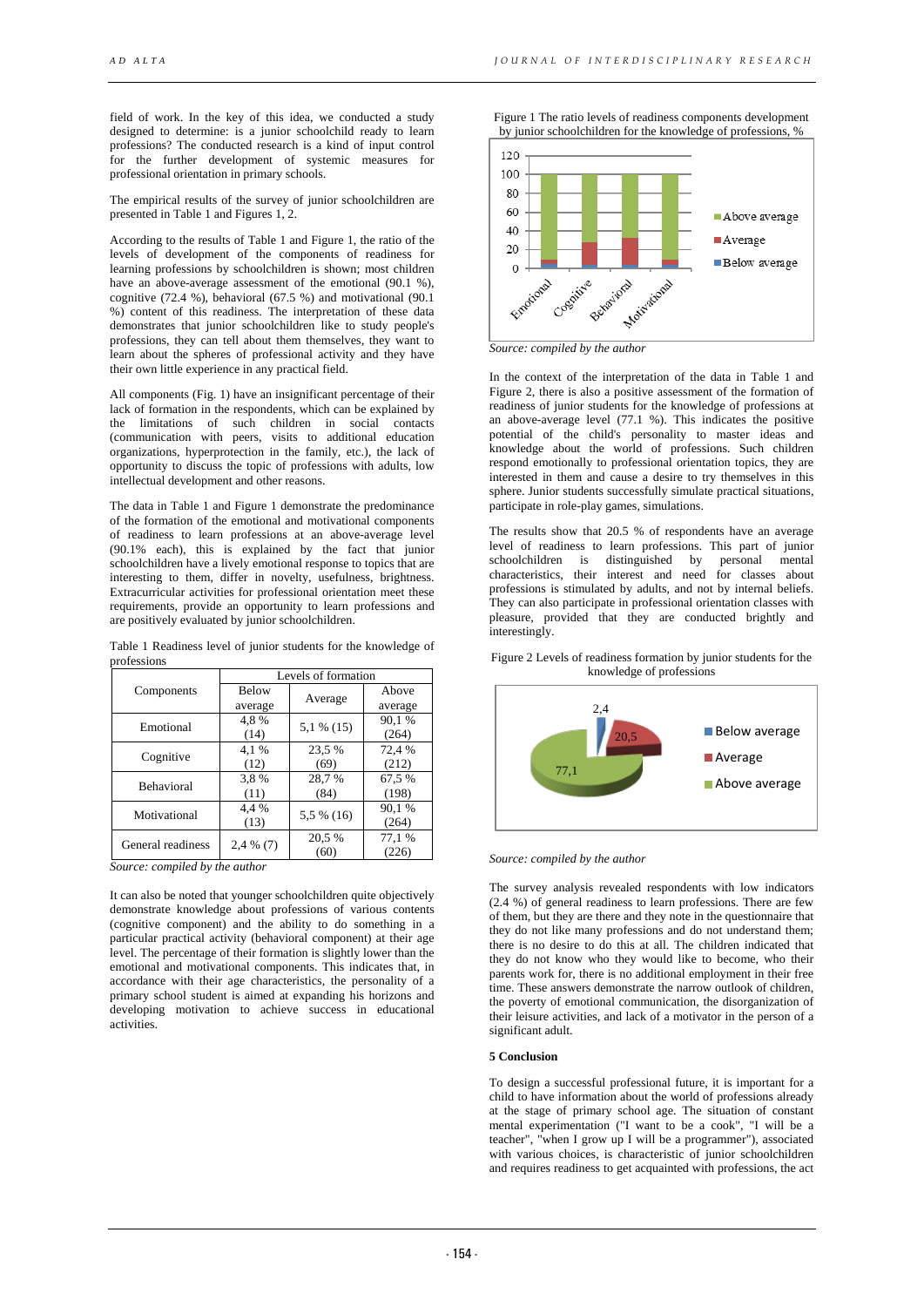field of work. In the key of this idea, we conducted a study designed to determine: is a junior schoolchild ready to learn professions? The conducted research is a kind of input control for the further development of systemic measures for professional orientation in primary schools.

The empirical results of the survey of junior schoolchildren are presented in Table 1 and Figures 1, 2.

According to the results of Table 1 and Figure 1, the ratio of the levels of development of the components of readiness for learning professions by schoolchildren is shown; most children have an above-average assessment of the emotional (90.1 %), cognitive (72.4 %), behavioral (67.5 %) and motivational (90.1 %) content of this readiness. The interpretation of these data demonstrates that junior schoolchildren like to study people's professions, they can tell about them themselves, they want to learn about the spheres of professional activity and they have their own little experience in any practical field.

All components (Fig. 1) have an insignificant percentage of their lack of formation in the respondents, which can be explained by the limitations of such children in social contacts (communication with peers, visits to additional education organizations, hyperprotection in the family, etc.), the lack of opportunity to discuss the topic of professions with adults, low intellectual development and other reasons.

The data in Table 1 and Figure 1 demonstrate the predominance of the formation of the emotional and motivational components of readiness to learn professions at an above-average level (90.1% each), this is explained by the fact that junior schoolchildren have a lively emotional response to topics that are interesting to them, differ in novelty, usefulness, brightness. Extracurricular activities for professional orientation meet these requirements, provide an opportunity to learn professions and are positively evaluated by junior schoolchildren.

Table 1 Readiness level of junior students for the knowledge of professions

| Components | Levels of formation | | |
|---|---|---|---|
| | Below average | Average | Above average |
| Emotional | 4,8 % (14) | 5,1 % (15) | 90,1 % (264) |
| Cognitive | 4,1 % (12) | 23,5 % (69) | 72,4 % (212) |
| Behavioral | 3,8 % (11) | 28,7 % (84) | 67,5 % (198) |
| Motivational | 4,4 % (13) | 5,5 % (16) | 90,1 % (264) |
| General readiness | 2,4 % (7) | 20,5 % (60) | 77,1 % (226) |

*Source: compiled by the author*

It can also be noted that younger schoolchildren quite objectively demonstrate knowledge about professions of various contents (cognitive component) and the ability to do something in a particular practical activity (behavioral component) at their age level. The percentage of their formation is slightly lower than the emotional and motivational components. This indicates that, in accordance with their age characteristics, the personality of a primary school student is aimed at expanding his horizons and developing motivation to achieve success in educational activities.

Figure 1 The ratio levels of readiness components development by junior schoolchildren for the knowledge of professions, %

*Source: compiled by the author*

In the context of the interpretation of the data in Table 1 and Figure 2, there is also a positive assessment of the formation of readiness of junior students for the knowledge of professions at an above-average level (77.1 %). This indicates the positive potential of the child's personality to master ideas and knowledge about the world of professions. Such children respond emotionally to professional orientation topics, they are interested in them and cause a desire to try themselves in this sphere. Junior students successfully simulate practical situations, participate in role-play games, simulations.

The results show that 20.5 % of respondents have an average level of readiness to learn professions. This part of junior schoolchildren is distinguished by personal mental characteristics, their interest and need for classes about professions is stimulated by adults, and not by internal beliefs. They can also participate in professional orientation classes with pleasure, provided that they are conducted brightly and interestingly.

Figure 2 Levels of readiness formation by junior students for the knowledge of professions

*Source: compiled by the author*

The survey analysis revealed respondents with low indicators (2.4 %) of general readiness to learn professions. There are few of them, but they are there and they note in the questionnaire that they do not like many professions and do not understand them; there is no desire to do this at all. The children indicated that they do not know who they would like to become, who their parents work for, there is no additional employment in their free time. These answers demonstrate the narrow outlook of children, the poverty of emotional communication, the disorganization of their leisure activities, and lack of a motivator in the person of a significant adult.

**5 Conclusion**

To design a successful professional future, it is important for a child to have information about the world of professions already at the stage of primary school age. The situation of constant mental experimentation ("I want to be a cook", "I will be a teacher", "when I grow up I will be a programmer"), associated with various choices, is characteristic of junior schoolchildren and requires readiness to get acquainted with professions, the act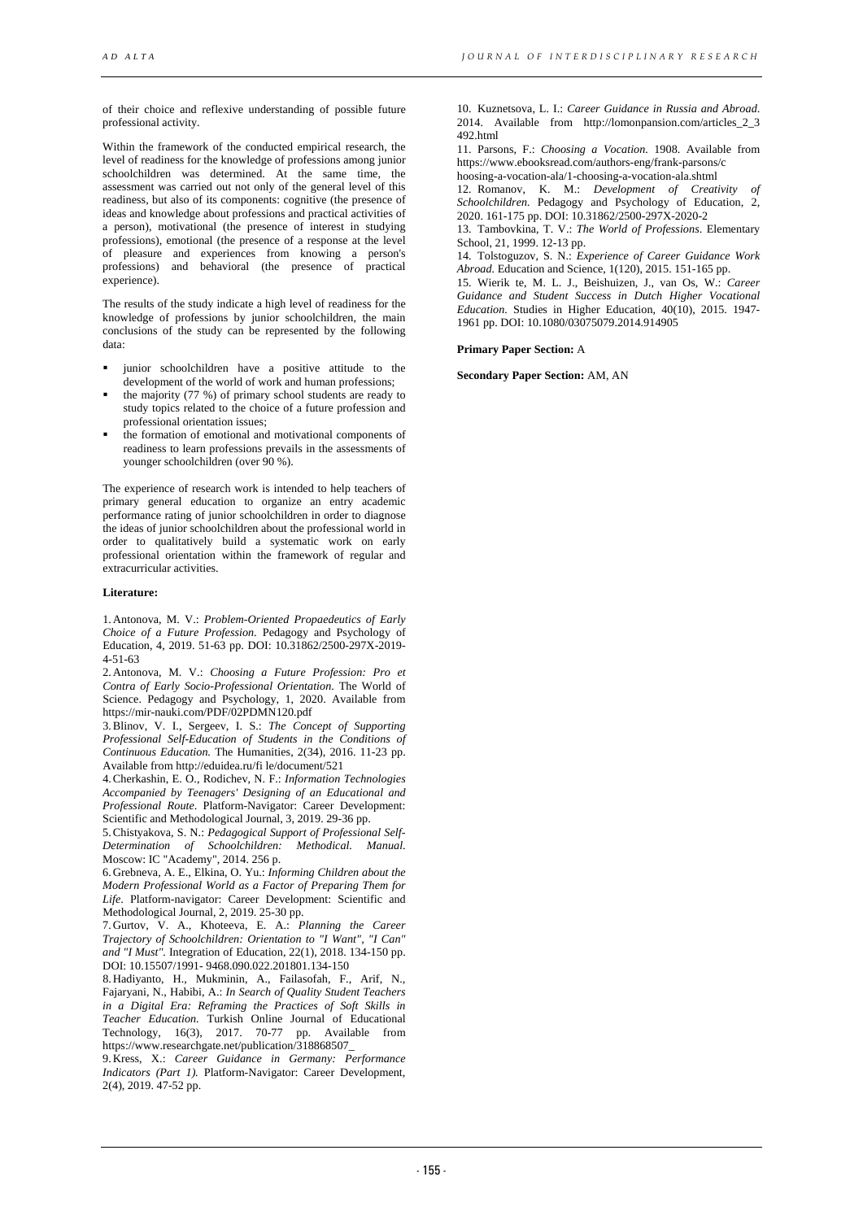of their choice and reflexive understanding of possible future professional activity.

Within the framework of the conducted empirical research, the level of readiness for the knowledge of professions among junior schoolchildren was determined. At the same time, the assessment was carried out not only of the general level of this readiness, but also of its components: cognitive (the presence of ideas and knowledge about professions and practical activities of a person), motivational (the presence of interest in studying professions), emotional (the presence of a response at the level of pleasure and experiences from knowing a person's professions) and behavioral (the presence of practical experience).

The results of the study indicate a high level of readiness for the knowledge of professions by junior schoolchildren, the main conclusions of the study can be represented by the following data:

- junior schoolchildren have a positive attitude to the development of the world of work and human professions;
- the majority (77 %) of primary school students are ready to study topics related to the choice of a future profession and professional orientation issues;
- the formation of emotional and motivational components of readiness to learn professions prevails in the assessments of younger schoolchildren (over 90 %).

The experience of research work is intended to help teachers of primary general education to organize an entry academic performance rating of junior schoolchildren in order to diagnose the ideas of junior schoolchildren about the professional world in order to qualitatively build a systematic work on early professional orientation within the framework of regular and extracurricular activities.

**Literature:**

1. Antonova, M. V.: *Problem-Oriented Propaedeutics of Early Choice of a Future Profession.* Pedagogy and Psychology of Education, 4, 2019. 51-63 pp. DOI: 10.31862/2500-297X-2019-4-51-63
2. Antonova, M. V.: *Choosing a Future Profession: Pro et Contra of Early Socio-Professional Orientation.* The World of Science. Pedagogy and Psychology, 1, 2020. Available from https://mir-nauki.com/PDF/02PDMN120.pdf
3. Blinov, V. I., Sergeev, I. S.: *The Concept of Supporting Professional Self-Education of Students in the Conditions of Continuous Education.* The Humanities, 2(34), 2016. 11-23 pp. Available from http://eduidea.ru/fi le/document/521
4. Cherkashin, E. O., Rodichev, N. F.: *Information Technologies Accompanied by Teenagers' Designing of an Educational and Professional Route.* Platform-Navigator: Career Development: Scientific and Methodological Journal, 3, 2019. 29-36 pp.
5. Chistyakova, S. N.: *Pedagogical Support of Professional Self-Determination of Schoolchildren: Methodical. Manual.* Moscow: IC "Academy", 2014. 256 p.
6. Grebneva, A. E., Elkina, O. Yu.: *Informing Children about the Modern Professional World as a Factor of Preparing Them for Life.* Platform-navigator: Career Development: Scientific and Methodological Journal, 2, 2019. 25-30 pp.
7. Gurtov, V. A., Khoteeva, E. A.: *Planning the Career Trajectory of Schoolchildren: Orientation to "I Want", "I Can" and "I Must".* Integration of Education, 22(1), 2018. 134-150 pp. DOI: 10.15507/1991- 9468.090.022.201801.134-150
8. Hadiyanto, H., Mukminin, A., Failasofah, F., Arif, N., Fajaryani, N., Habibi, A.: *In Search of Quality Student Teachers in a Digital Era: Reframing the Practices of Soft Skills in Teacher Education.* Turkish Online Journal of Educational Technology, 16(3), 2017. 70-77 pp. Available from https://www.researchgate.net/publication/318868507_
9. Kress, X.: *Career Guidance in Germany: Performance Indicators (Part 1).* Platform-Navigator: Career Development, 2(4), 2019. 47-52 pp.
10. Kuznetsova, L. I.: *Career Guidance in Russia and Abroad.* 2014. Available from http://lomonpansion.com/articles_2_3492.html
11. Parsons, F.: *Choosing a Vocation.* 1908. Available from https://www.ebooksread.com/authors-eng/frank-parsons/choosing-a-vocation-ala/1-choosing-a-vocation-ala.shtml
12. Romanov, K. M.: *Development of Creativity of Schoolchildren.* Pedagogy and Psychology of Education, 2, 2020. 161-175 pp. DOI: 10.31862/2500-297X-2020-2
13. Tambovkina, T. V.: *The World of Professions.* Elementary School, 21, 1999. 12-13 pp.
14. Tolstoguzov, S. N.: *Experience of Career Guidance Work Abroad.* Education and Science, 1(120), 2015. 151-165 pp.
15. Wierik te, M. L. J., Beishuizen, J., van Os, W.: *Career Guidance and Student Success in Dutch Higher Vocational Education.* Studies in Higher Education, 40(10), 2015. 1947-1961 pp. DOI: 10.1080/03075079.2014.914905

**Primary Paper Section:** A

**Secondary Paper Section:** AM, AN